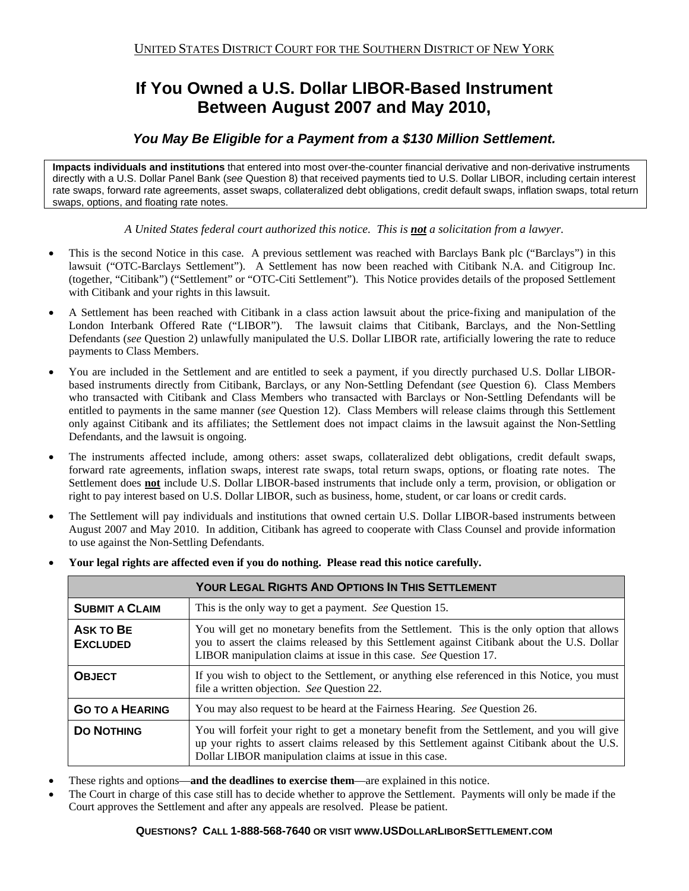UNITED STATES DISTRICT COURT FOR THE SOUTHERN DISTRICT OF NEW YORK

# If You Owned a U.S. Dollar LIBOR-Based Instrument Between August 2007 and May 2010,

### *You May Be Eligible for a Payment from a $130 Million Settlement.*

**Impacts individuals and institutions** that entered into most over-the-counter financial derivative and non-derivative instruments directly with a U.S. Dollar Panel Bank (*see* Question 8) that received payments tied to U.S. Dollar LIBOR, including certain interest rate swaps, forward rate agreements, asset swaps, collateralized debt obligations, credit default swaps, inflation swaps, total return swaps, options, and floating rate notes.

*A United States federal court authorized this notice. This is **not** a solicitation from a lawyer.*

- This is the second Notice in this case. A previous settlement was reached with Barclays Bank plc ("Barclays") in this lawsuit ("OTC-Barclays Settlement"). A Settlement has now been reached with Citibank N.A. and Citigroup Inc. (together, "Citibank") ("Settlement" or "OTC-Citi Settlement"). This Notice provides details of the proposed Settlement with Citibank and your rights in this lawsuit.
- A Settlement has been reached with Citibank in a class action lawsuit about the price-fixing and manipulation of the London Interbank Offered Rate ("LIBOR"). The lawsuit claims that Citibank, Barclays, and the Non-Settling Defendants (*see* Question 2) unlawfully manipulated the U.S. Dollar LIBOR rate, artificially lowering the rate to reduce payments to Class Members.
- You are included in the Settlement and are entitled to seek a payment, if you directly purchased U.S. Dollar LIBOR-based instruments directly from Citibank, Barclays, or any Non-Settling Defendant (*see* Question 6). Class Members who transacted with Citibank and Class Members who transacted with Barclays or Non-Settling Defendants will be entitled to payments in the same manner (*see* Question 12). Class Members will release claims through this Settlement only against Citibank and its affiliates; the Settlement does not impact claims in the lawsuit against the Non-Settling Defendants, and the lawsuit is ongoing.
- The instruments affected include, among others: asset swaps, collateralized debt obligations, credit default swaps, forward rate agreements, inflation swaps, interest rate swaps, total return swaps, options, or floating rate notes. The Settlement does **not** include U.S. Dollar LIBOR-based instruments that include only a term, provision, or obligation or right to pay interest based on U.S. Dollar LIBOR, such as business, home, student, or car loans or credit cards.
- The Settlement will pay individuals and institutions that owned certain U.S. Dollar LIBOR-based instruments between August 2007 and May 2010. In addition, Citibank has agreed to cooperate with Class Counsel and provide information to use against the Non-Settling Defendants.
- **Your legal rights are affected even if you do nothing. Please read this notice carefully.**

| YOUR LEGAL RIGHTS AND OPTIONS IN THIS SETTLEMENT | |
|---|---|
| **SUBMIT A CLAIM** | This is the only way to get a payment. *See* Question 15. |
| **ASK TO BE EXCLUDED** | You will get no monetary benefits from the Settlement. This is the only option that allows you to assert the claims released by this Settlement against Citibank about the U.S. Dollar LIBOR manipulation claims at issue in this case. *See* Question 17. |
| **OBJECT** | If you wish to object to the Settlement, or anything else referenced in this Notice, you must file a written objection. *See* Question 22. |
| **GO TO A HEARING** | You may also request to be heard at the Fairness Hearing. *See* Question 26. |
| **DO NOTHING** | You will forfeit your right to get a monetary benefit from the Settlement, and you will give up your rights to assert claims released by this Settlement against Citibank about the U.S. Dollar LIBOR manipulation claims at issue in this case. |

- These rights and options—**and the deadlines to exercise them**—are explained in this notice.
- The Court in charge of this case still has to decide whether to approve the Settlement. Payments will only be made if the Court approves the Settlement and after any appeals are resolved. Please be patient.

**QUESTIONS? CALL 1-888-568-7640 OR VISIT WWW.USDOLLARLIBORSETTLEMENT.COM**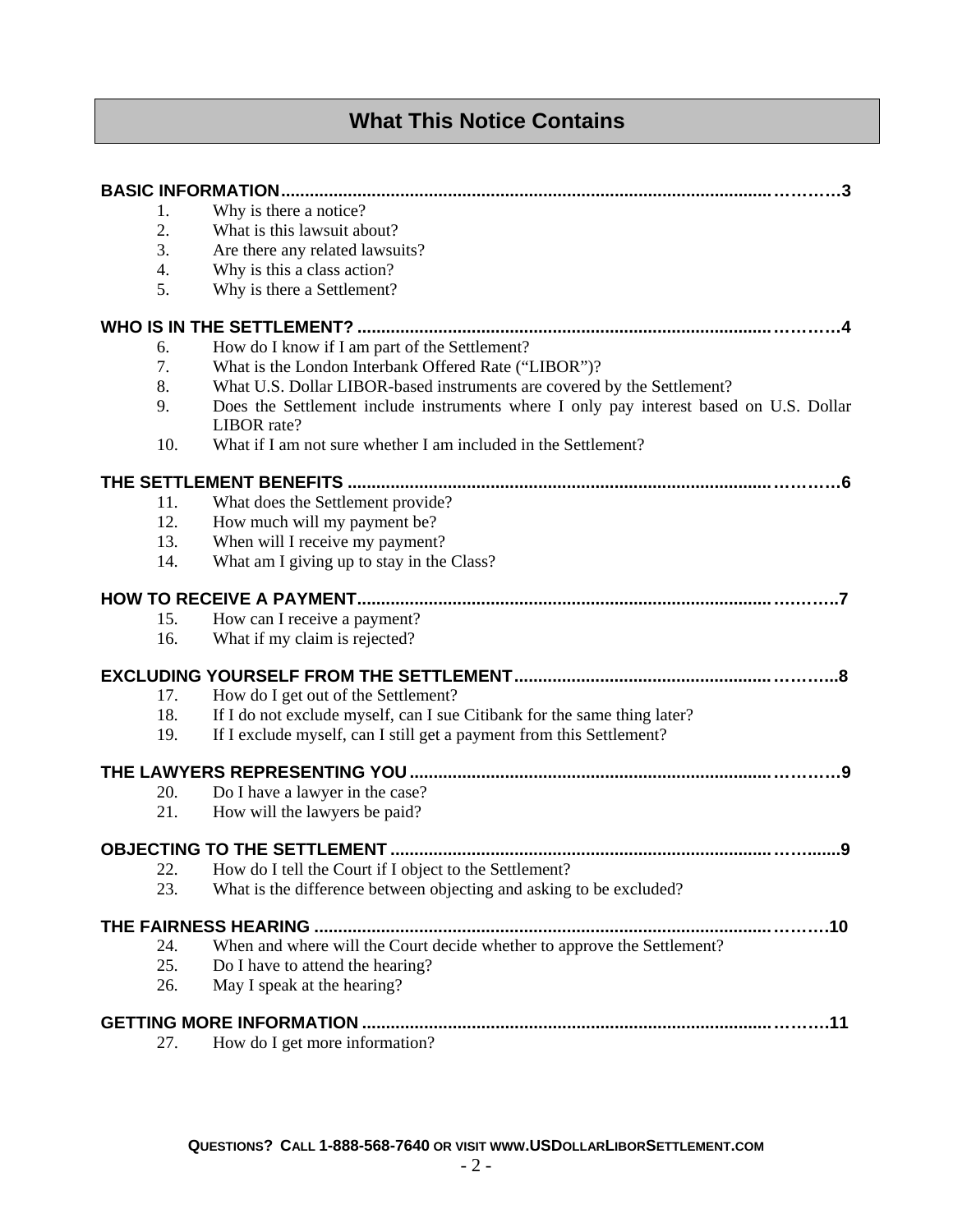## What This Notice Contains

**BASIC INFORMATION ............ 3**

1. Why is there a notice?
2. What is this lawsuit about?
3. Are there any related lawsuits?
4. Why is this a class action?
5. Why is there a Settlement?

**WHO IS IN THE SETTLEMENT? ............ 4**

6. How do I know if I am part of the Settlement?
7. What is the London Interbank Offered Rate ("LIBOR")?
8. What U.S. Dollar LIBOR-based instruments are covered by the Settlement?
9. Does the Settlement include instruments where I only pay interest based on U.S. Dollar LIBOR rate?
10. What if I am not sure whether I am included in the Settlement?

**THE SETTLEMENT BENEFITS ............ 6**

11. What does the Settlement provide?
12. How much will my payment be?
13. When will I receive my payment?
14. What am I giving up to stay in the Class?

**HOW TO RECEIVE A PAYMENT ............ 7**

15. How can I receive a payment?
16. What if my claim is rejected?

**EXCLUDING YOURSELF FROM THE SETTLEMENT ............ 8**

17. How do I get out of the Settlement?
18. If I do not exclude myself, can I sue Citibank for the same thing later?
19. If I exclude myself, can I still get a payment from this Settlement?

**THE LAWYERS REPRESENTING YOU ............ 9**

20. Do I have a lawyer in the case?
21. How will the lawyers be paid?

**OBJECTING TO THE SETTLEMENT ............ 9**

22. How do I tell the Court if I object to the Settlement?
23. What is the difference between objecting and asking to be excluded?

**THE FAIRNESS HEARING ............ 10**

24. When and where will the Court decide whether to approve the Settlement?
25. Do I have to attend the hearing?
26. May I speak at the hearing?

**GETTING MORE INFORMATION ............ 11**

27. How do I get more information?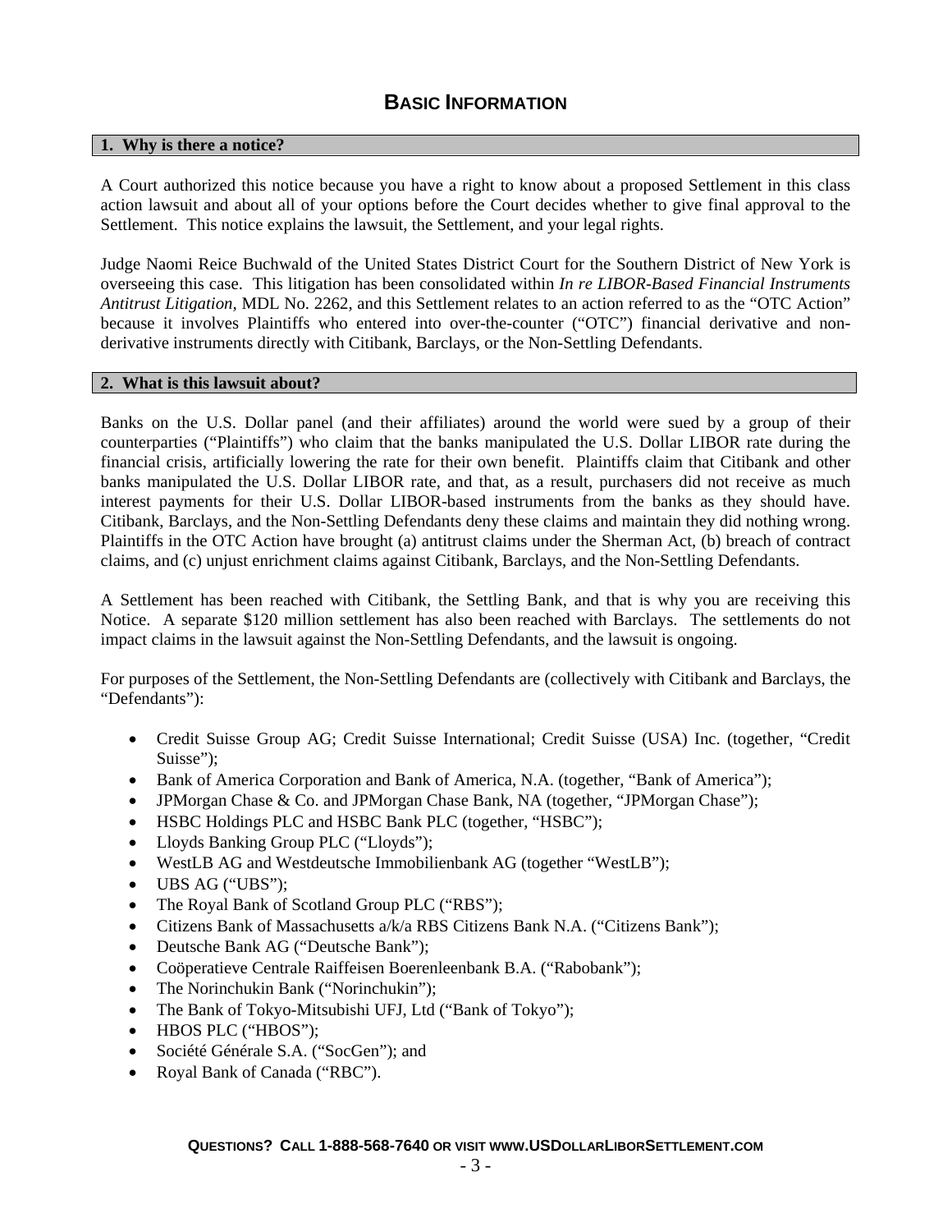# BASIC INFORMATION

## 1. Why is there a notice?

A Court authorized this notice because you have a right to know about a proposed Settlement in this class action lawsuit and about all of your options before the Court decides whether to give final approval to the Settlement. This notice explains the lawsuit, the Settlement, and your legal rights.

Judge Naomi Reice Buchwald of the United States District Court for the Southern District of New York is overseeing this case. This litigation has been consolidated within *In re LIBOR-Based Financial Instruments Antitrust Litigation*, MDL No. 2262, and this Settlement relates to an action referred to as the "OTC Action" because it involves Plaintiffs who entered into over-the-counter ("OTC") financial derivative and non-derivative instruments directly with Citibank, Barclays, or the Non-Settling Defendants.

## 2. What is this lawsuit about?

Banks on the U.S. Dollar panel (and their affiliates) around the world were sued by a group of their counterparties ("Plaintiffs") who claim that the banks manipulated the U.S. Dollar LIBOR rate during the financial crisis, artificially lowering the rate for their own benefit. Plaintiffs claim that Citibank and other banks manipulated the U.S. Dollar LIBOR rate, and that, as a result, purchasers did not receive as much interest payments for their U.S. Dollar LIBOR-based instruments from the banks as they should have. Citibank, Barclays, and the Non-Settling Defendants deny these claims and maintain they did nothing wrong. Plaintiffs in the OTC Action have brought (a) antitrust claims under the Sherman Act, (b) breach of contract claims, and (c) unjust enrichment claims against Citibank, Barclays, and the Non-Settling Defendants.

A Settlement has been reached with Citibank, the Settling Bank, and that is why you are receiving this Notice. A separate $120 million settlement has also been reached with Barclays. The settlements do not impact claims in the lawsuit against the Non-Settling Defendants, and the lawsuit is ongoing.

For purposes of the Settlement, the Non-Settling Defendants are (collectively with Citibank and Barclays, the "Defendants"):

- Credit Suisse Group AG; Credit Suisse International; Credit Suisse (USA) Inc. (together, "Credit Suisse");
- Bank of America Corporation and Bank of America, N.A. (together, "Bank of America");
- JPMorgan Chase & Co. and JPMorgan Chase Bank, NA (together, "JPMorgan Chase");
- HSBC Holdings PLC and HSBC Bank PLC (together, "HSBC");
- Lloyds Banking Group PLC ("Lloyds");
- WestLB AG and Westdeutsche Immobilienbank AG (together "WestLB");
- UBS AG ("UBS");
- The Royal Bank of Scotland Group PLC ("RBS");
- Citizens Bank of Massachusetts a/k/a RBS Citizens Bank N.A. ("Citizens Bank");
- Deutsche Bank AG ("Deutsche Bank");
- Coöperatieve Centrale Raiffeisen Boerenleenbank B.A. ("Rabobank");
- The Norinchukin Bank ("Norinchukin");
- The Bank of Tokyo-Mitsubishi UFJ, Ltd ("Bank of Tokyo");
- HBOS PLC ("HBOS");
- Société Générale S.A. ("SocGen"); and
- Royal Bank of Canada ("RBC").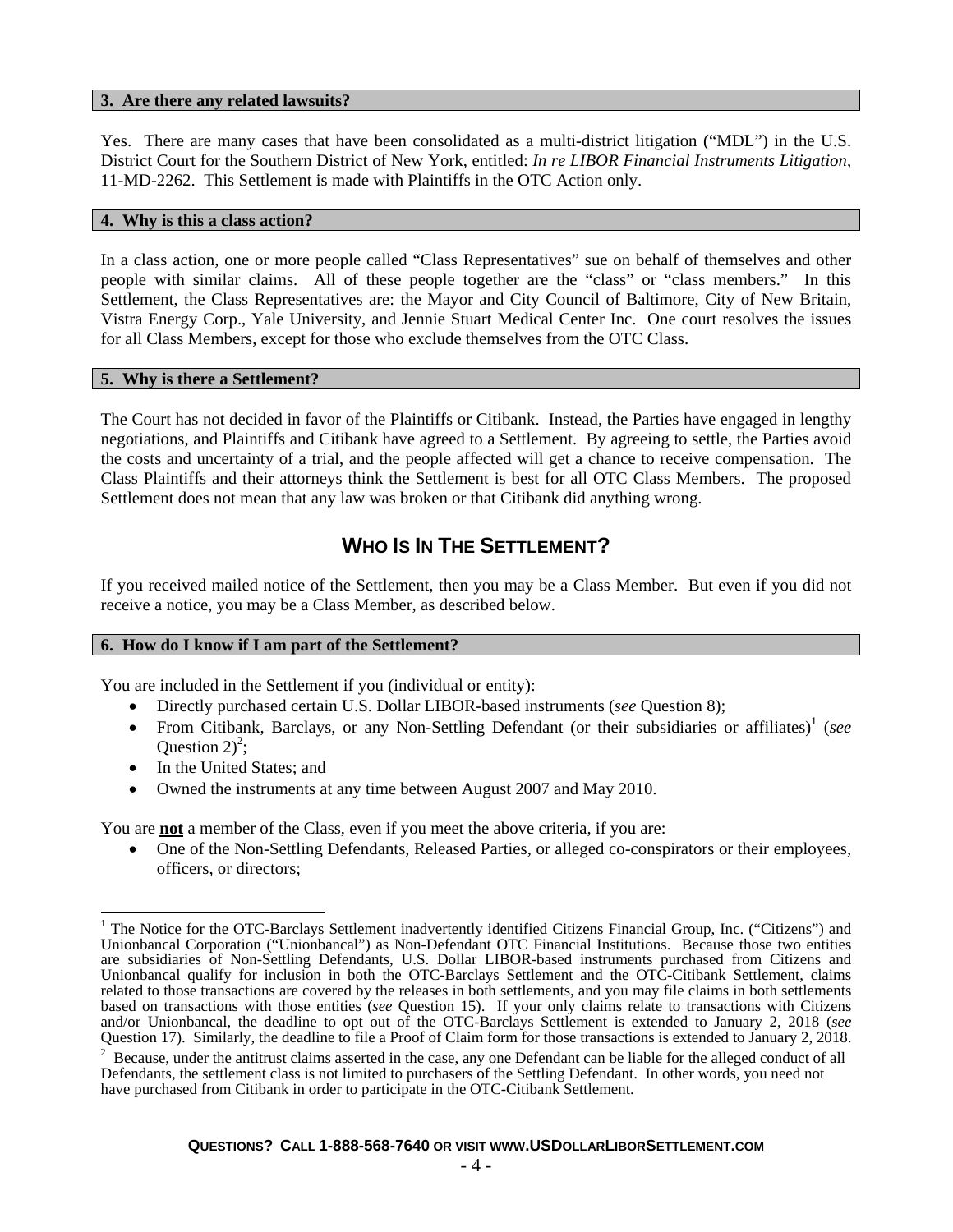### 3. Are there any related lawsuits?

Yes. There are many cases that have been consolidated as a multi-district litigation ("MDL") in the U.S. District Court for the Southern District of New York, entitled: *In re LIBOR Financial Instruments Litigation*, 11-MD-2262. This Settlement is made with Plaintiffs in the OTC Action only.

### 4. Why is this a class action?

In a class action, one or more people called "Class Representatives" sue on behalf of themselves and other people with similar claims. All of these people together are the "class" or "class members." In this Settlement, the Class Representatives are: the Mayor and City Council of Baltimore, City of New Britain, Vistra Energy Corp., Yale University, and Jennie Stuart Medical Center Inc. One court resolves the issues for all Class Members, except for those who exclude themselves from the OTC Class.

### 5. Why is there a Settlement?

The Court has not decided in favor of the Plaintiffs or Citibank. Instead, the Parties have engaged in lengthy negotiations, and Plaintiffs and Citibank have agreed to a Settlement. By agreeing to settle, the Parties avoid the costs and uncertainty of a trial, and the people affected will get a chance to receive compensation. The Class Plaintiffs and their attorneys think the Settlement is best for all OTC Class Members. The proposed Settlement does not mean that any law was broken or that Citibank did anything wrong.

## WHO IS IN THE SETTLEMENT?

If you received mailed notice of the Settlement, then you may be a Class Member. But even if you did not receive a notice, you may be a Class Member, as described below.

### 6. How do I know if I am part of the Settlement?

You are included in the Settlement if you (individual or entity):

- Directly purchased certain U.S. Dollar LIBOR-based instruments (*see* Question 8);
- From Citibank, Barclays, or any Non-Settling Defendant (or their subsidiaries or affiliates)[1] (*see* Question 2)[2];
- In the United States; and
- Owned the instruments at any time between August 2007 and May 2010.

You are **not** a member of the Class, even if you meet the above criteria, if you are:

- One of the Non-Settling Defendants, Released Parties, or alleged co-conspirators or their employees, officers, or directors;

---

[1] The Notice for the OTC-Barclays Settlement inadvertently identified Citizens Financial Group, Inc. ("Citizens") and Unionbancal Corporation ("Unionbancal") as Non-Defendant OTC Financial Institutions. Because those two entities are subsidiaries of Non-Settling Defendants, U.S. Dollar LIBOR-based instruments purchased from Citizens and Unionbancal qualify for inclusion in both the OTC-Barclays Settlement and the OTC-Citibank Settlement, claims related to those transactions are covered by the releases in both settlements, and you may file claims in both settlements based on transactions with those entities (*see* Question 15). If your only claims relate to transactions with Citizens and/or Unionbancal, the deadline to opt out of the OTC-Barclays Settlement is extended to January 2, 2018 (*see* Question 17). Similarly, the deadline to file a Proof of Claim form for those transactions is extended to January 2, 2018.

[2] Because, under the antitrust claims asserted in the case, any one Defendant can be liable for the alleged conduct of all Defendants, the settlement class is not limited to purchasers of the Settling Defendant. In other words, you need not have purchased from Citibank in order to participate in the OTC-Citibank Settlement.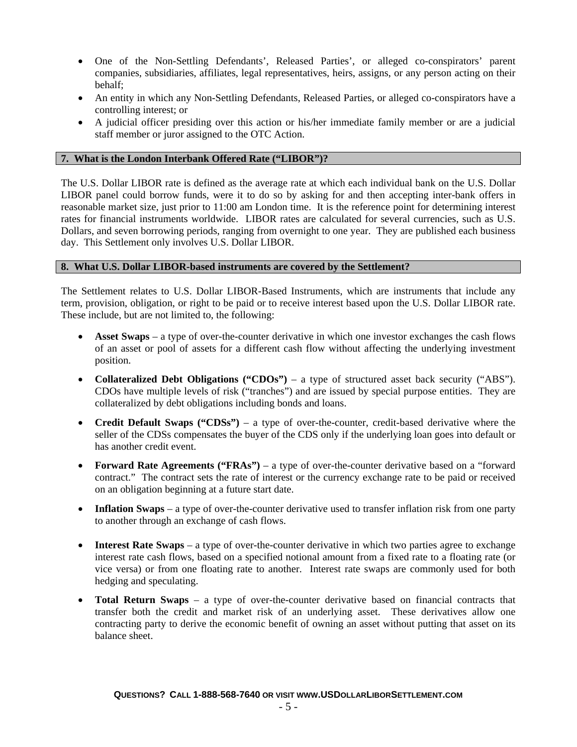- One of the Non-Settling Defendants', Released Parties', or alleged co-conspirators' parent companies, subsidiaries, affiliates, legal representatives, heirs, assigns, or any person acting on their behalf;
- An entity in which any Non-Settling Defendants, Released Parties, or alleged co-conspirators have a controlling interest; or
- A judicial officer presiding over this action or his/her immediate family member or are a judicial staff member or juror assigned to the OTC Action.

## 7. What is the London Interbank Offered Rate ("LIBOR")?

The U.S. Dollar LIBOR rate is defined as the average rate at which each individual bank on the U.S. Dollar LIBOR panel could borrow funds, were it to do so by asking for and then accepting inter-bank offers in reasonable market size, just prior to 11:00 am London time. It is the reference point for determining interest rates for financial instruments worldwide. LIBOR rates are calculated for several currencies, such as U.S. Dollars, and seven borrowing periods, ranging from overnight to one year. They are published each business day. This Settlement only involves U.S. Dollar LIBOR.

## 8. What U.S. Dollar LIBOR-based instruments are covered by the Settlement?

The Settlement relates to U.S. Dollar LIBOR-Based Instruments, which are instruments that include any term, provision, obligation, or right to be paid or to receive interest based upon the U.S. Dollar LIBOR rate. These include, but are not limited to, the following:

- **Asset Swaps** – a type of over-the-counter derivative in which one investor exchanges the cash flows of an asset or pool of assets for a different cash flow without affecting the underlying investment position.
- **Collateralized Debt Obligations ("CDOs")** – a type of structured asset back security ("ABS"). CDOs have multiple levels of risk ("tranches") and are issued by special purpose entities. They are collateralized by debt obligations including bonds and loans.
- **Credit Default Swaps ("CDSs")** – a type of over-the-counter, credit-based derivative where the seller of the CDSs compensates the buyer of the CDS only if the underlying loan goes into default or has another credit event.
- **Forward Rate Agreements ("FRAs")** – a type of over-the-counter derivative based on a "forward contract." The contract sets the rate of interest or the currency exchange rate to be paid or received on an obligation beginning at a future start date.
- **Inflation Swaps** – a type of over-the-counter derivative used to transfer inflation risk from one party to another through an exchange of cash flows.
- **Interest Rate Swaps** – a type of over-the-counter derivative in which two parties agree to exchange interest rate cash flows, based on a specified notional amount from a fixed rate to a floating rate (or vice versa) or from one floating rate to another. Interest rate swaps are commonly used for both hedging and speculating.
- **Total Return Swaps** – a type of over-the-counter derivative based on financial contracts that transfer both the credit and market risk of an underlying asset. These derivatives allow one contracting party to derive the economic benefit of owning an asset without putting that asset on its balance sheet.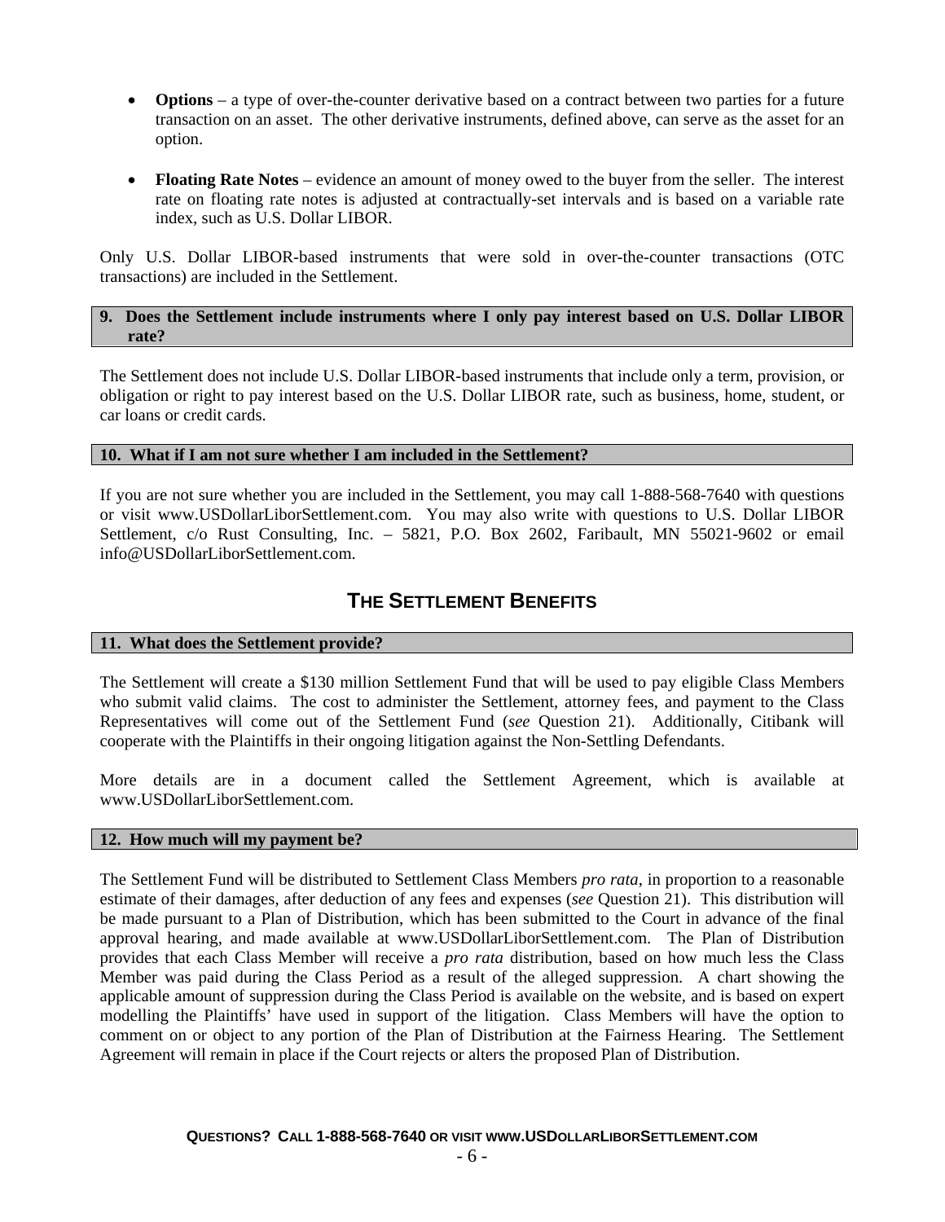- **Options** – a type of over-the-counter derivative based on a contract between two parties for a future transaction on an asset. The other derivative instruments, defined above, can serve as the asset for an option.

- **Floating Rate Notes** – evidence an amount of money owed to the buyer from the seller. The interest rate on floating rate notes is adjusted at contractually-set intervals and is based on a variable rate index, such as U.S. Dollar LIBOR.

Only U.S. Dollar LIBOR-based instruments that were sold in over-the-counter transactions (OTC transactions) are included in the Settlement.

### 9. Does the Settlement include instruments where I only pay interest based on U.S. Dollar LIBOR rate?

The Settlement does not include U.S. Dollar LIBOR-based instruments that include only a term, provision, or obligation or right to pay interest based on the U.S. Dollar LIBOR rate, such as business, home, student, or car loans or credit cards.

### 10. What if I am not sure whether I am included in the Settlement?

If you are not sure whether you are included in the Settlement, you may call 1-888-568-7640 with questions or visit www.USDollarLiborSettlement.com. You may also write with questions to U.S. Dollar LIBOR Settlement, c/o Rust Consulting, Inc. – 5821, P.O. Box 2602, Faribault, MN 55021-9602 or email info@USDollarLiborSettlement.com.

## THE SETTLEMENT BENEFITS

### 11. What does the Settlement provide?

The Settlement will create a $130 million Settlement Fund that will be used to pay eligible Class Members who submit valid claims. The cost to administer the Settlement, attorney fees, and payment to the Class Representatives will come out of the Settlement Fund (*see* Question 21). Additionally, Citibank will cooperate with the Plaintiffs in their ongoing litigation against the Non-Settling Defendants.

More details are in a document called the Settlement Agreement, which is available at www.USDollarLiborSettlement.com.

### 12. How much will my payment be?

The Settlement Fund will be distributed to Settlement Class Members *pro rata*, in proportion to a reasonable estimate of their damages, after deduction of any fees and expenses (*see* Question 21). This distribution will be made pursuant to a Plan of Distribution, which has been submitted to the Court in advance of the final approval hearing, and made available at www.USDollarLiborSettlement.com. The Plan of Distribution provides that each Class Member will receive a *pro rata* distribution, based on how much less the Class Member was paid during the Class Period as a result of the alleged suppression. A chart showing the applicable amount of suppression during the Class Period is available on the website, and is based on expert modelling the Plaintiffs' have used in support of the litigation. Class Members will have the option to comment on or object to any portion of the Plan of Distribution at the Fairness Hearing. The Settlement Agreement will remain in place if the Court rejects or alters the proposed Plan of Distribution.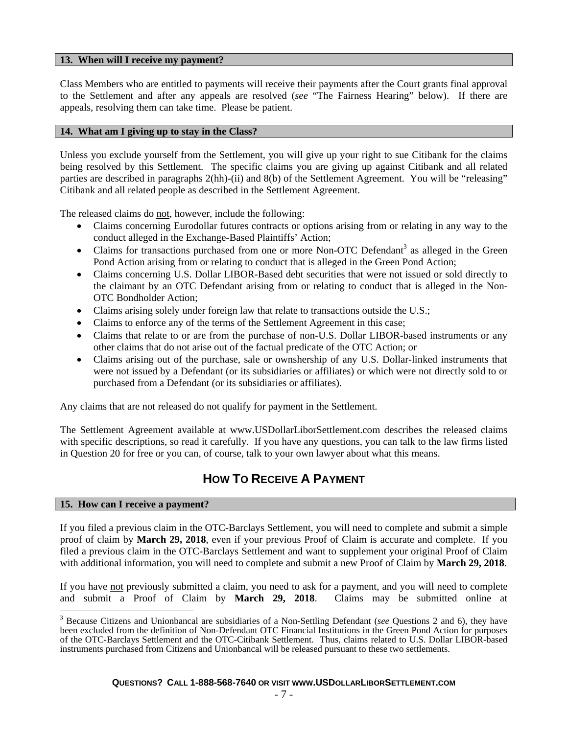### 13. When will I receive my payment?

Class Members who are entitled to payments will receive their payments after the Court grants final approval to the Settlement and after any appeals are resolved (*see* "The Fairness Hearing" below). If there are appeals, resolving them can take time. Please be patient.

### 14. What am I giving up to stay in the Class?

Unless you exclude yourself from the Settlement, you will give up your right to sue Citibank for the claims being resolved by this Settlement. The specific claims you are giving up against Citibank and all related parties are described in paragraphs 2(hh)-(ii) and 8(b) of the Settlement Agreement. You will be "releasing" Citibank and all related people as described in the Settlement Agreement.

The released claims do not, however, include the following:

- Claims concerning Eurodollar futures contracts or options arising from or relating in any way to the conduct alleged in the Exchange-Based Plaintiffs' Action;
- Claims for transactions purchased from one or more Non-OTC Defendant[3] as alleged in the Green Pond Action arising from or relating to conduct that is alleged in the Green Pond Action;
- Claims concerning U.S. Dollar LIBOR-Based debt securities that were not issued or sold directly to the claimant by an OTC Defendant arising from or relating to conduct that is alleged in the Non-OTC Bondholder Action;
- Claims arising solely under foreign law that relate to transactions outside the U.S.;
- Claims to enforce any of the terms of the Settlement Agreement in this case;
- Claims that relate to or are from the purchase of non-U.S. Dollar LIBOR-based instruments or any other claims that do not arise out of the factual predicate of the OTC Action; or
- Claims arising out of the purchase, sale or ownshership of any U.S. Dollar-linked instruments that were not issued by a Defendant (or its subsidiaries or affiliates) or which were not directly sold to or purchased from a Defendant (or its subsidiaries or affiliates).

Any claims that are not released do not qualify for payment in the Settlement.

The Settlement Agreement available at www.USDollarLiborSettlement.com describes the released claims with specific descriptions, so read it carefully. If you have any questions, you can talk to the law firms listed in Question 20 for free or you can, of course, talk to your own lawyer about what this means.

## HOW TO RECEIVE A PAYMENT

### 15. How can I receive a payment?

If you filed a previous claim in the OTC-Barclays Settlement, you will need to complete and submit a simple proof of claim by **March 29, 2018**, even if your previous Proof of Claim is accurate and complete. If you filed a previous claim in the OTC-Barclays Settlement and want to supplement your original Proof of Claim with additional information, you will need to complete and submit a new Proof of Claim by **March 29, 2018**.

If you have not previously submitted a claim, you need to ask for a payment, and you will need to complete and submit a Proof of Claim by **March 29, 2018**. Claims may be submitted online at

[3] Because Citizens and Unionbancal are subsidiaries of a Non-Settling Defendant (*see* Questions 2 and 6), they have been excluded from the definition of Non-Defendant OTC Financial Institutions in the Green Pond Action for purposes of the OTC-Barclays Settlement and the OTC-Citibank Settlement. Thus, claims related to U.S. Dollar LIBOR-based instruments purchased from Citizens and Unionbancal will be released pursuant to these two settlements.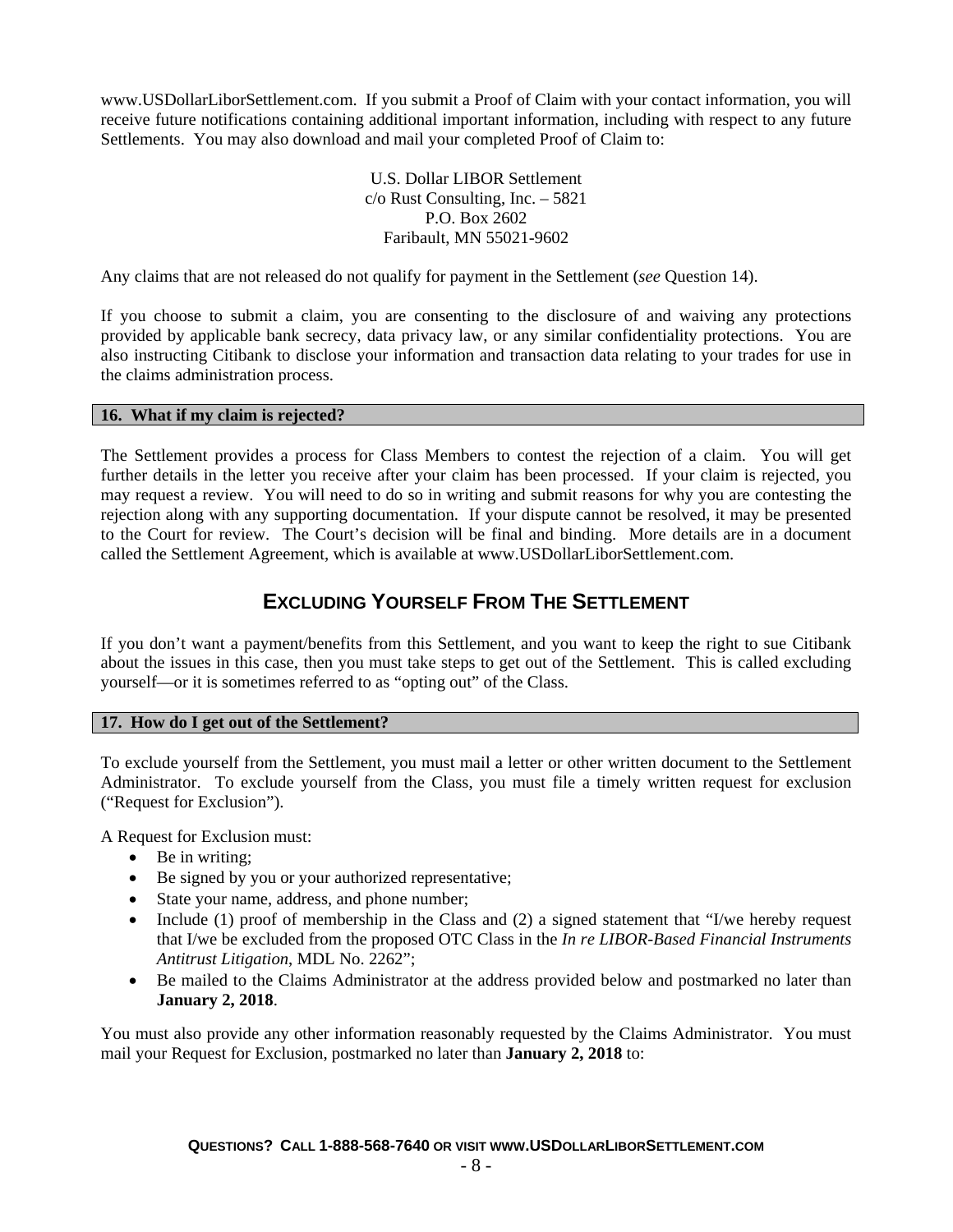www.USDollarLiborSettlement.com. If you submit a Proof of Claim with your contact information, you will receive future notifications containing additional important information, including with respect to any future Settlements. You may also download and mail your completed Proof of Claim to:

U.S. Dollar LIBOR Settlement
c/o Rust Consulting, Inc. – 5821
P.O. Box 2602
Faribault, MN 55021-9602

Any claims that are not released do not qualify for payment in the Settlement (*see* Question 14).

If you choose to submit a claim, you are consenting to the disclosure of and waiving any protections provided by applicable bank secrecy, data privacy law, or any similar confidentiality protections. You are also instructing Citibank to disclose your information and transaction data relating to your trades for use in the claims administration process.

### 16. What if my claim is rejected?

The Settlement provides a process for Class Members to contest the rejection of a claim. You will get further details in the letter you receive after your claim has been processed. If your claim is rejected, you may request a review. You will need to do so in writing and submit reasons for why you are contesting the rejection along with any supporting documentation. If your dispute cannot be resolved, it may be presented to the Court for review. The Court's decision will be final and binding. More details are in a document called the Settlement Agreement, which is available at www.USDollarLiborSettlement.com.

## EXCLUDING YOURSELF FROM THE SETTLEMENT

If you don't want a payment/benefits from this Settlement, and you want to keep the right to sue Citibank about the issues in this case, then you must take steps to get out of the Settlement. This is called excluding yourself—or it is sometimes referred to as "opting out" of the Class.

### 17. How do I get out of the Settlement?

To exclude yourself from the Settlement, you must mail a letter or other written document to the Settlement Administrator. To exclude yourself from the Class, you must file a timely written request for exclusion ("Request for Exclusion").

A Request for Exclusion must:

- Be in writing;
- Be signed by you or your authorized representative;
- State your name, address, and phone number;
- Include (1) proof of membership in the Class and (2) a signed statement that "I/we hereby request that I/we be excluded from the proposed OTC Class in the *In re LIBOR-Based Financial Instruments Antitrust Litigation*, MDL No. 2262";
- Be mailed to the Claims Administrator at the address provided below and postmarked no later than **January 2, 2018**.

You must also provide any other information reasonably requested by the Claims Administrator. You must mail your Request for Exclusion, postmarked no later than **January 2, 2018** to: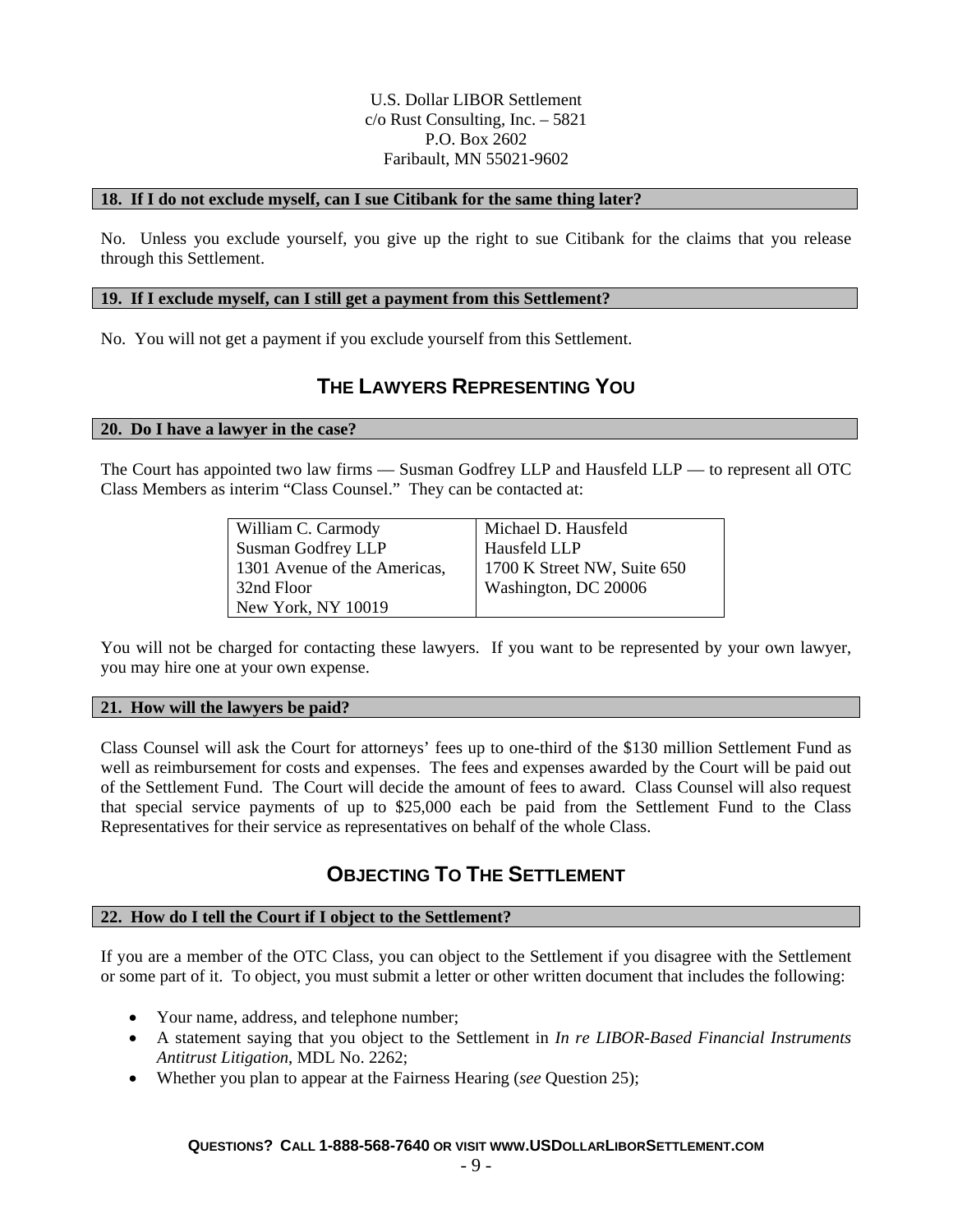U.S. Dollar LIBOR Settlement
c/o Rust Consulting, Inc. – 5821
P.O. Box 2602
Faribault, MN 55021-9602

### 18. If I do not exclude myself, can I sue Citibank for the same thing later?

No. Unless you exclude yourself, you give up the right to sue Citibank for the claims that you release through this Settlement.

### 19. If I exclude myself, can I still get a payment from this Settlement?

No. You will not get a payment if you exclude yourself from this Settlement.

## THE LAWYERS REPRESENTING YOU

### 20. Do I have a lawyer in the case?

The Court has appointed two law firms — Susman Godfrey LLP and Hausfeld LLP — to represent all OTC Class Members as interim "Class Counsel." They can be contacted at:

| William C. Carmody<br>Susman Godfrey LLP<br>1301 Avenue of the Americas, 32nd Floor<br>New York, NY 10019 | Michael D. Hausfeld<br>Hausfeld LLP<br>1700 K Street NW, Suite 650<br>Washington, DC 20006 |
|---|---|

You will not be charged for contacting these lawyers. If you want to be represented by your own lawyer, you may hire one at your own expense.

### 21. How will the lawyers be paid?

Class Counsel will ask the Court for attorneys' fees up to one-third of the $130 million Settlement Fund as well as reimbursement for costs and expenses. The fees and expenses awarded by the Court will be paid out of the Settlement Fund. The Court will decide the amount of fees to award. Class Counsel will also request that special service payments of up to $25,000 each be paid from the Settlement Fund to the Class Representatives for their service as representatives on behalf of the whole Class.

## OBJECTING TO THE SETTLEMENT

### 22. How do I tell the Court if I object to the Settlement?

If you are a member of the OTC Class, you can object to the Settlement if you disagree with the Settlement or some part of it. To object, you must submit a letter or other written document that includes the following:

- Your name, address, and telephone number;
- A statement saying that you object to the Settlement in *In re LIBOR-Based Financial Instruments Antitrust Litigation*, MDL No. 2262;
- Whether you plan to appear at the Fairness Hearing (*see* Question 25);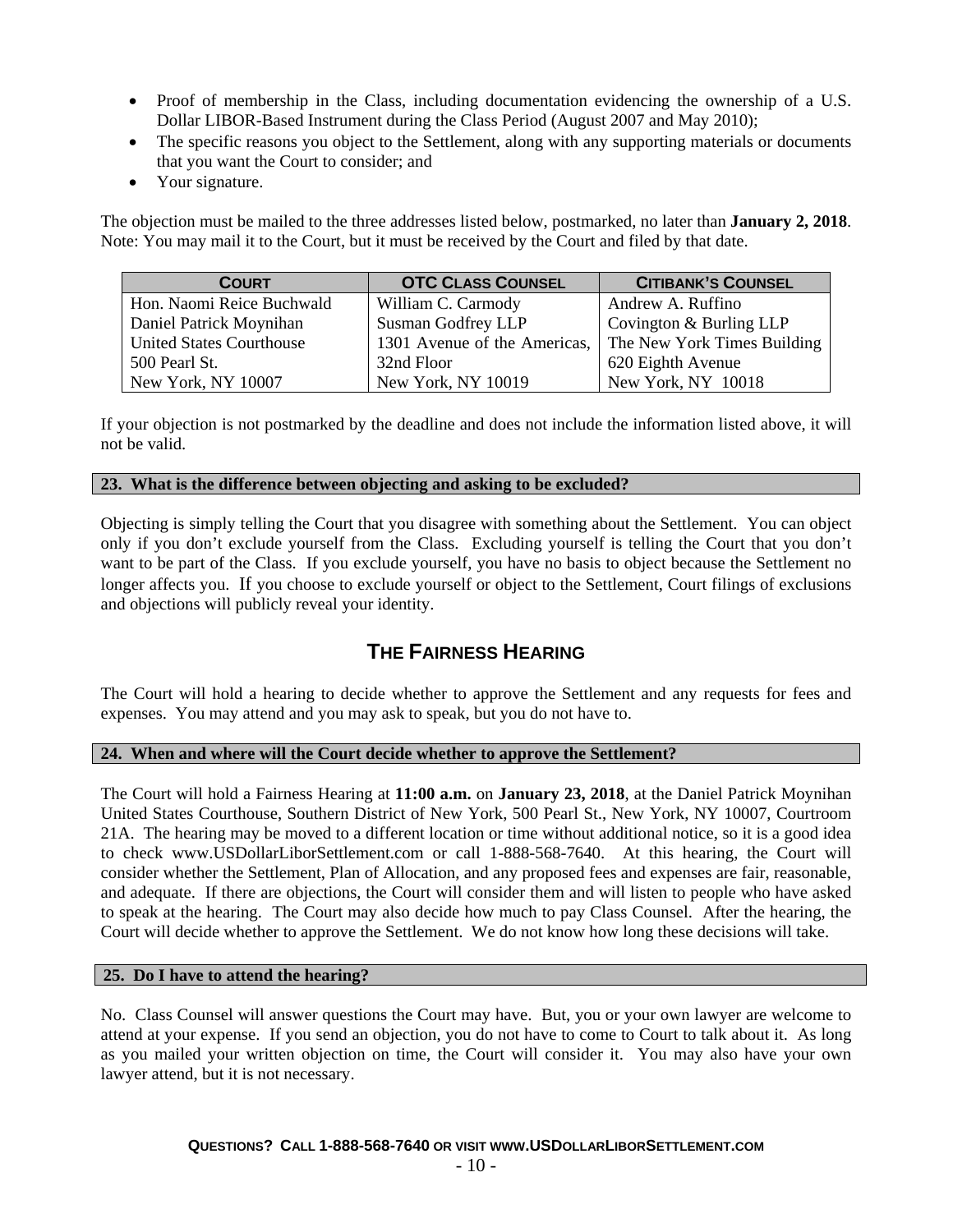- Proof of membership in the Class, including documentation evidencing the ownership of a U.S. Dollar LIBOR-Based Instrument during the Class Period (August 2007 and May 2010);
- The specific reasons you object to the Settlement, along with any supporting materials or documents that you want the Court to consider; and
- Your signature.

The objection must be mailed to the three addresses listed below, postmarked, no later than **January 2, 2018**. Note: You may mail it to the Court, but it must be received by the Court and filed by that date.

| COURT | OTC CLASS COUNSEL | CITIBANK'S COUNSEL |
|---|---|---|
| Hon. Naomi Reice Buchwald | William C. Carmody | Andrew A. Ruffino |
| Daniel Patrick Moynihan | Susman Godfrey LLP | Covington & Burling LLP |
| United States Courthouse | 1301 Avenue of the Americas, | The New York Times Building |
| 500 Pearl St. | 32nd Floor | 620 Eighth Avenue |
| New York, NY 10007 | New York, NY 10019 | New York, NY 10018 |

If your objection is not postmarked by the deadline and does not include the information listed above, it will not be valid.

### 23. What is the difference between objecting and asking to be excluded?

Objecting is simply telling the Court that you disagree with something about the Settlement. You can object only if you don't exclude yourself from the Class. Excluding yourself is telling the Court that you don't want to be part of the Class. If you exclude yourself, you have no basis to object because the Settlement no longer affects you. If you choose to exclude yourself or object to the Settlement, Court filings of exclusions and objections will publicly reveal your identity.

## THE FAIRNESS HEARING

The Court will hold a hearing to decide whether to approve the Settlement and any requests for fees and expenses. You may attend and you may ask to speak, but you do not have to.

### 24. When and where will the Court decide whether to approve the Settlement?

The Court will hold a Fairness Hearing at **11:00 a.m.** on **January 23, 2018**, at the Daniel Patrick Moynihan United States Courthouse, Southern District of New York, 500 Pearl St., New York, NY 10007, Courtroom 21A. The hearing may be moved to a different location or time without additional notice, so it is a good idea to check www.USDollarLiborSettlement.com or call 1-888-568-7640. At this hearing, the Court will consider whether the Settlement, Plan of Allocation, and any proposed fees and expenses are fair, reasonable, and adequate. If there are objections, the Court will consider them and will listen to people who have asked to speak at the hearing. The Court may also decide how much to pay Class Counsel. After the hearing, the Court will decide whether to approve the Settlement. We do not know how long these decisions will take.

### 25. Do I have to attend the hearing?

No. Class Counsel will answer questions the Court may have. But, you or your own lawyer are welcome to attend at your expense. If you send an objection, you do not have to come to Court to talk about it. As long as you mailed your written objection on time, the Court will consider it. You may also have your own lawyer attend, but it is not necessary.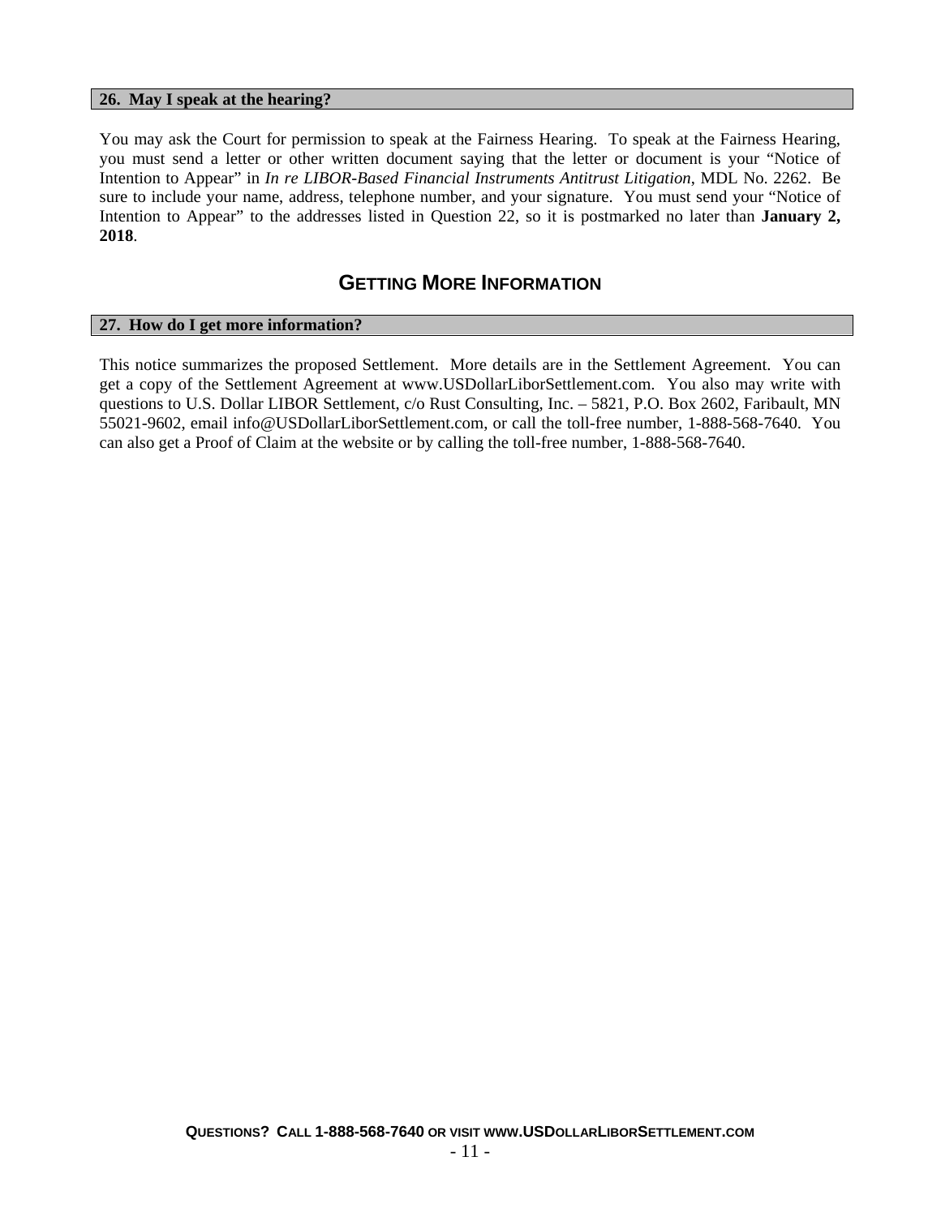### 26. May I speak at the hearing?

You may ask the Court for permission to speak at the Fairness Hearing. To speak at the Fairness Hearing, you must send a letter or other written document saying that the letter or document is your "Notice of Intention to Appear" in *In re LIBOR-Based Financial Instruments Antitrust Litigation*, MDL No. 2262. Be sure to include your name, address, telephone number, and your signature. You must send your "Notice of Intention to Appear" to the addresses listed in Question 22, so it is postmarked no later than **January 2, 2018**.

## GETTING MORE INFORMATION

### 27. How do I get more information?

This notice summarizes the proposed Settlement. More details are in the Settlement Agreement. You can get a copy of the Settlement Agreement at www.USDollarLiborSettlement.com. You also may write with questions to U.S. Dollar LIBOR Settlement, c/o Rust Consulting, Inc. – 5821, P.O. Box 2602, Faribault, MN 55021-9602, email info@USDollarLiborSettlement.com, or call the toll-free number, 1-888-568-7640. You can also get a Proof of Claim at the website or by calling the toll-free number, 1-888-568-7640.